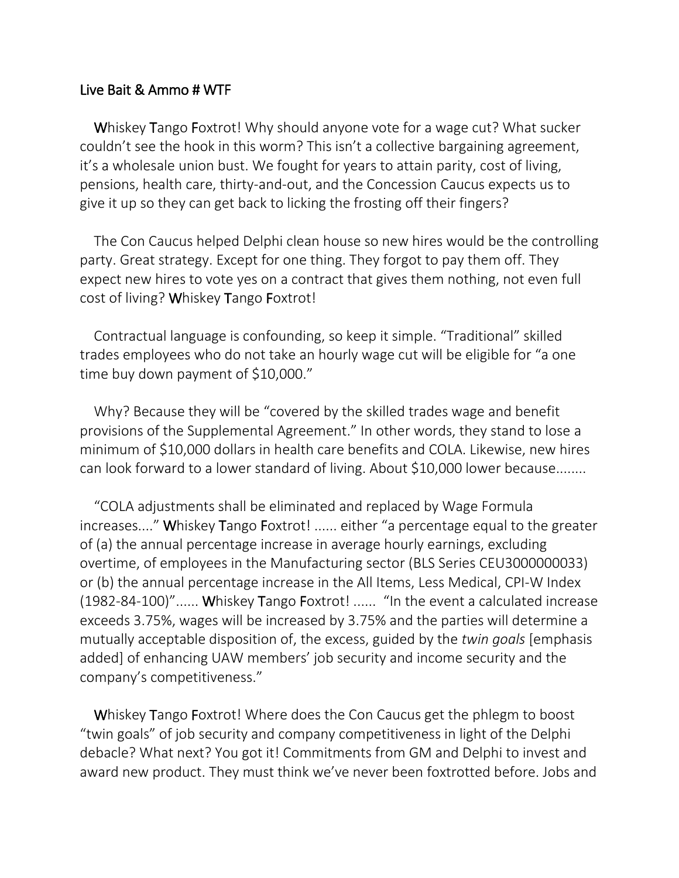# Live Bait & Ammo # WTF

**W**hiskey **T**ango **F**oxtrot! Why should anyone vote for a wage cut? What sucker couldn't see the hook in this worm? This isn't a collective bargaining agreement, it's a wholesale union bust. We fought for years to attain parity, cost of living, pensions, health care, thirty-and-out, and the Concession Caucus expects us to give it up so they can get back to licking the frosting off their fingers?

The Con Caucus helped Delphi clean house so new hires would be the controlling party. Great strategy. Except for one thing. They forgot to pay them off. They expect new hires to vote yes on a contract that gives them nothing, not even full cost of living? **W**hiskey **T**ango **F**oxtrot!

Contractual language is confounding, so keep it simple. "Traditional" skilled trades employees who do not take an hourly wage cut will be eligible for "a one time buy down payment of $10,000."

Why? Because they will be "covered by the skilled trades wage and benefit provisions of the Supplemental Agreement." In other words, they stand to lose a minimum of $10,000 dollars in health care benefits and COLA. Likewise, new hires can look forward to a lower standard of living. About $10,000 lower because........

"COLA adjustments shall be eliminated and replaced by Wage Formula increases...." **W**hiskey **T**ango **F**oxtrot! ...... either "a percentage equal to the greater of (a) the annual percentage increase in average hourly earnings, excluding overtime, of employees in the Manufacturing sector (BLS Series CEU3000000033) or (b) the annual percentage increase in the All Items, Less Medical, CPI-W Index (1982-84-100)"...... **W**hiskey **T**ango **F**oxtrot! ...... "In the event a calculated increase exceeds 3.75%, wages will be increased by 3.75% and the parties will determine a mutually acceptable disposition of, the excess, guided by the *twin goals* [emphasis added] of enhancing UAW members' job security and income security and the company's competitiveness."

**W**hiskey **T**ango **F**oxtrot! Where does the Con Caucus get the phlegm to boost "twin goals" of job security and company competitiveness in light of the Delphi debacle? What next? You got it! Commitments from GM and Delphi to invest and award new product. They must think we've never been foxtrotted before. Jobs and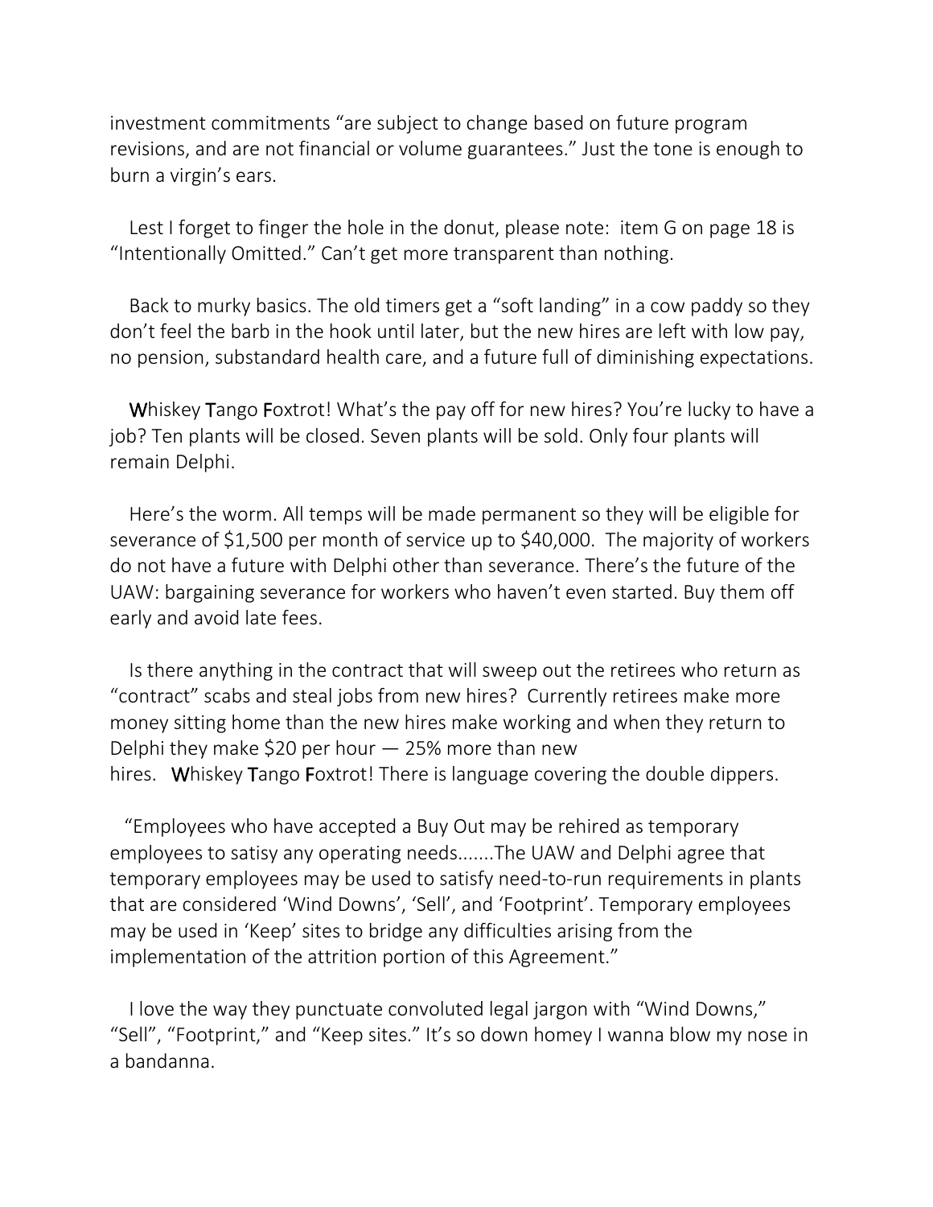investment commitments "are subject to change based on future program revisions, and are not financial or volume guarantees." Just the tone is enough to burn a virgin's ears.

Lest I forget to finger the hole in the donut, please note: item G on page 18 is "Intentionally Omitted." Can't get more transparent than nothing.

Back to murky basics. The old timers get a "soft landing" in a cow paddy so they don't feel the barb in the hook until later, but the new hires are left with low pay, no pension, substandard health care, and a future full of diminishing expectations.

**W**hiskey **T**ango **F**oxtrot! What's the pay off for new hires? You're lucky to have a job? Ten plants will be closed. Seven plants will be sold. Only four plants will remain Delphi.

Here's the worm. All temps will be made permanent so they will be eligible for severance of $1,500 per month of service up to $40,000. The majority of workers do not have a future with Delphi other than severance. There's the future of the UAW: bargaining severance for workers who haven't even started. Buy them off early and avoid late fees.

Is there anything in the contract that will sweep out the retirees who return as "contract" scabs and steal jobs from new hires? Currently retirees make more money sitting home than the new hires make working and when they return to Delphi they make $20 per hour — 25% more than new hires. **W**hiskey **T**ango **F**oxtrot! There is language covering the double dippers.

"Employees who have accepted a Buy Out may be rehired as temporary employees to satisy any operating needs.......The UAW and Delphi agree that temporary employees may be used to satisfy need-to-run requirements in plants that are considered 'Wind Downs', 'Sell', and 'Footprint'. Temporary employees may be used in 'Keep' sites to bridge any difficulties arising from the implementation of the attrition portion of this Agreement."

I love the way they punctuate convoluted legal jargon with "Wind Downs," "Sell", "Footprint," and "Keep sites." It's so down homey I wanna blow my nose in a bandanna.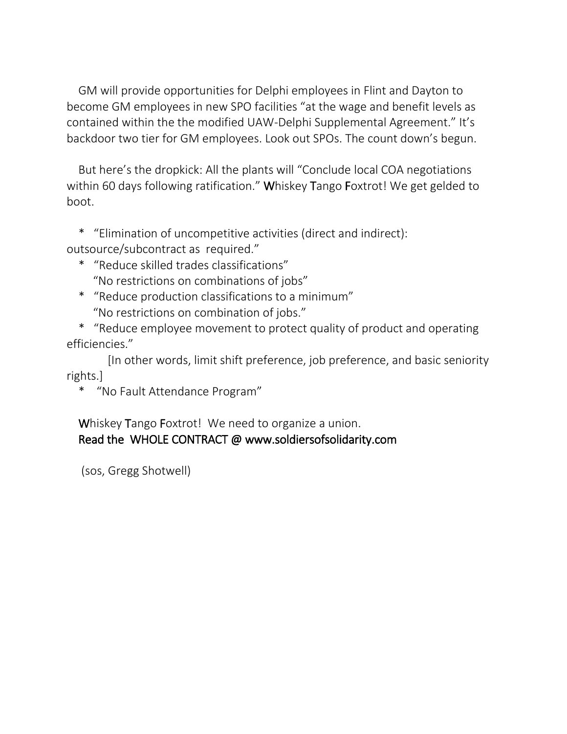GM will provide opportunities for Delphi employees in Flint and Dayton to become GM employees in new SPO facilities "at the wage and benefit levels as contained within the the modified UAW-Delphi Supplemental Agreement." It's backdoor two tier for GM employees. Look out SPOs. The count down's begun.

But here's the dropkick: All the plants will "Conclude local COA negotiations within 60 days following ratification." **W**hiskey **T**ango **F**oxtrot! We get gelded to boot.

* "Elimination of uncompetitive activities (direct and indirect): outsource/subcontract as required."
* "Reduce skilled trades classifications"
  "No restrictions on combinations of jobs"
* "Reduce production classifications to a minimum"
  "No restrictions on combination of jobs."
* "Reduce employee movement to protect quality of product and operating efficiencies."
  [In other words, limit shift preference, job preference, and basic seniority rights.]
* "No Fault Attendance Program"

**W**hiskey **T**ango **F**oxtrot! We need to organize a union.
Read the WHOLE CONTRACT @ www.soldiersofsolidarity.com

(sos, Gregg Shotwell)